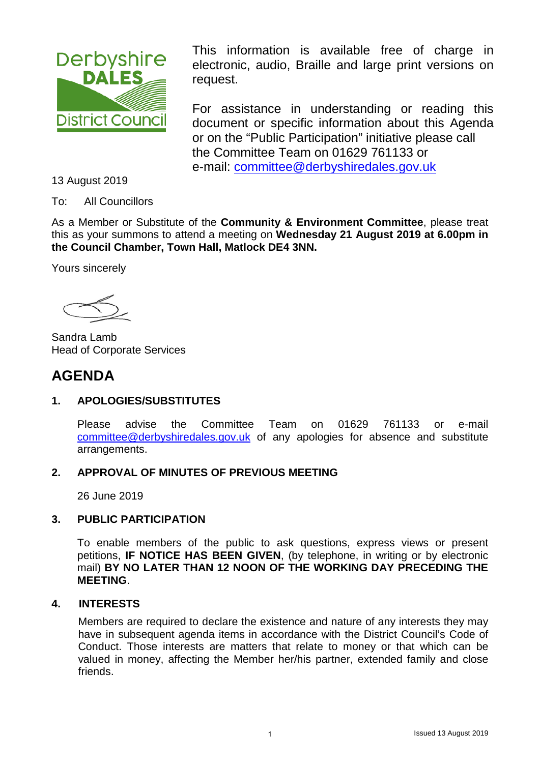This information is available free of charge in electronic, audio, Braille and large print versions on request.

For assistance in understanding or reading this document or specific information about this Agenda or on the "Public Participation" initiative please call the Committee Team on 01629 761133 or e-mail: committee@derbyshiredales.gov.uk

13 August 2019

To: All Councillors

As a Member or Substitute of the **Community & Environment Committee**, please treat this as your summons to attend a meeting on **Wednesday 21 August 2019 at 6.00pm in the Council Chamber, Town Hall, Matlock DE4 3NN.**

Yours sincerely

Sandra Lamb
Head of Corporate Services

# AGENDA

## 1. APOLOGIES/SUBSTITUTES

Please advise the Committee Team on 01629 761133 or e-mail committee@derbyshiredales.gov.uk of any apologies for absence and substitute arrangements.

## 2. APPROVAL OF MINUTES OF PREVIOUS MEETING

26 June 2019

## 3. PUBLIC PARTICIPATION

To enable members of the public to ask questions, express views or present petitions, **IF NOTICE HAS BEEN GIVEN**, (by telephone, in writing or by electronic mail) **BY NO LATER THAN 12 NOON OF THE WORKING DAY PRECEDING THE MEETING**.

## 4. INTERESTS

Members are required to declare the existence and nature of any interests they may have in subsequent agenda items in accordance with the District Council's Code of Conduct. Those interests are matters that relate to money or that which can be valued in money, affecting the Member her/his partner, extended family and close friends.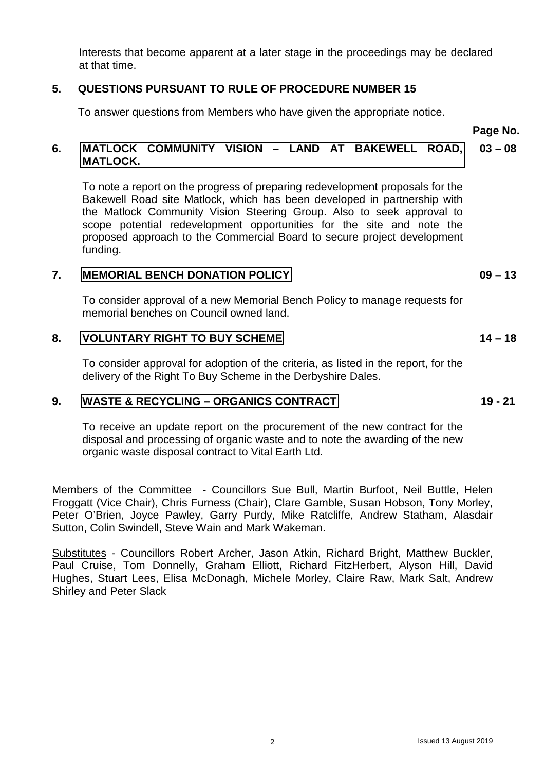Interests that become apparent at a later stage in the proceedings may be declared at that time.

**5. QUESTIONS PURSUANT TO RULE OF PROCEDURE NUMBER 15**

To answer questions from Members who have given the appropriate notice.

**Page No.**

**6. MATLOCK COMMUNITY VISION – LAND AT BAKEWELL ROAD, MATLOCK.** **03 – 08**

To note a report on the progress of preparing redevelopment proposals for the Bakewell Road site Matlock, which has been developed in partnership with the Matlock Community Vision Steering Group. Also to seek approval to scope potential redevelopment opportunities for the site and note the proposed approach to the Commercial Board to secure project development funding.

**7. MEMORIAL BENCH DONATION POLICY** **09 – 13**

To consider approval of a new Memorial Bench Policy to manage requests for memorial benches on Council owned land.

**8. VOLUNTARY RIGHT TO BUY SCHEME** **14 – 18**

To consider approval for adoption of the criteria, as listed in the report, for the delivery of the Right To Buy Scheme in the Derbyshire Dales.

**9. WASTE & RECYCLING – ORGANICS CONTRACT** **19 - 21**

To receive an update report on the procurement of the new contract for the disposal and processing of organic waste and to note the awarding of the new organic waste disposal contract to Vital Earth Ltd.

Members of the Committee - Councillors Sue Bull, Martin Burfoot, Neil Buttle, Helen Froggatt (Vice Chair), Chris Furness (Chair), Clare Gamble, Susan Hobson, Tony Morley, Peter O'Brien, Joyce Pawley, Garry Purdy, Mike Ratcliffe, Andrew Statham, Alasdair Sutton, Colin Swindell, Steve Wain and Mark Wakeman.

Substitutes - Councillors Robert Archer, Jason Atkin, Richard Bright, Matthew Buckler, Paul Cruise, Tom Donnelly, Graham Elliott, Richard FitzHerbert, Alyson Hill, David Hughes, Stuart Lees, Elisa McDonagh, Michele Morley, Claire Raw, Mark Salt, Andrew Shirley and Peter Slack

Issued 13 August 2019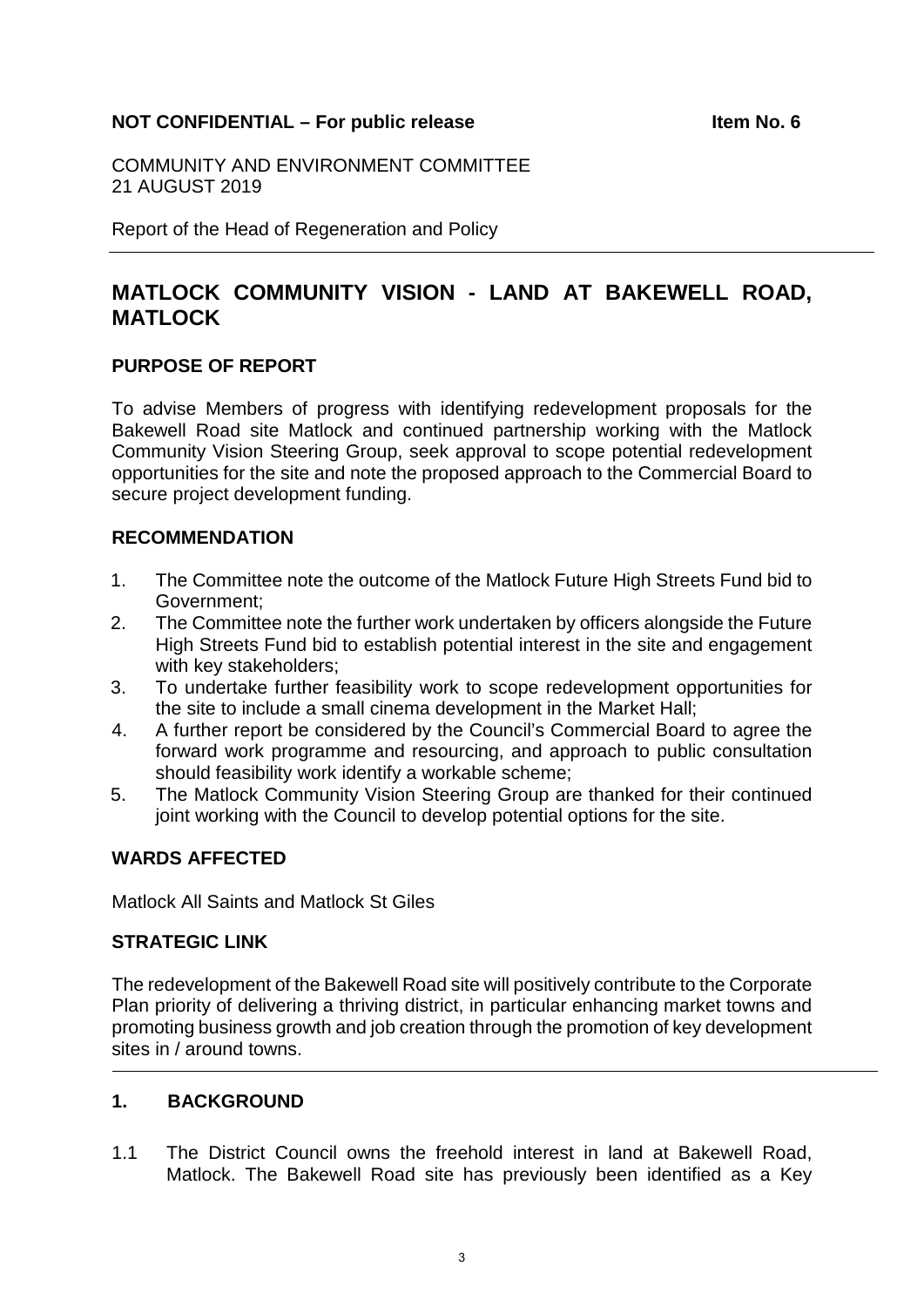**NOT CONFIDENTIAL – For public release** **Item No. 6**

COMMUNITY AND ENVIRONMENT COMMITTEE
21 AUGUST 2019

Report of the Head of Regeneration and Policy

# MATLOCK COMMUNITY VISION - LAND AT BAKEWELL ROAD, MATLOCK

## PURPOSE OF REPORT

To advise Members of progress with identifying redevelopment proposals for the Bakewell Road site Matlock and continued partnership working with the Matlock Community Vision Steering Group, seek approval to scope potential redevelopment opportunities for the site and note the proposed approach to the Commercial Board to secure project development funding.

## RECOMMENDATION

1. The Committee note the outcome of the Matlock Future High Streets Fund bid to Government;
2. The Committee note the further work undertaken by officers alongside the Future High Streets Fund bid to establish potential interest in the site and engagement with key stakeholders;
3. To undertake further feasibility work to scope redevelopment opportunities for the site to include a small cinema development in the Market Hall;
4. A further report be considered by the Council's Commercial Board to agree the forward work programme and resourcing, and approach to public consultation should feasibility work identify a workable scheme;
5. The Matlock Community Vision Steering Group are thanked for their continued joint working with the Council to develop potential options for the site.

## WARDS AFFECTED

Matlock All Saints and Matlock St Giles

## STRATEGIC LINK

The redevelopment of the Bakewell Road site will positively contribute to the Corporate Plan priority of delivering a thriving district, in particular enhancing market towns and promoting business growth and job creation through the promotion of key development sites in / around towns.

## 1. BACKGROUND

1.1 The District Council owns the freehold interest in land at Bakewell Road, Matlock. The Bakewell Road site has previously been identified as a Key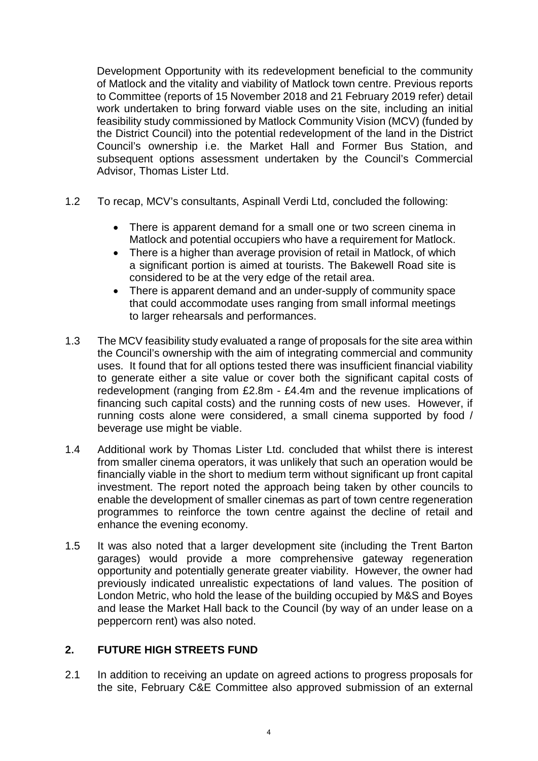Development Opportunity with its redevelopment beneficial to the community of Matlock and the vitality and viability of Matlock town centre. Previous reports to Committee (reports of 15 November 2018 and 21 February 2019 refer) detail work undertaken to bring forward viable uses on the site, including an initial feasibility study commissioned by Matlock Community Vision (MCV) (funded by the District Council) into the potential redevelopment of the land in the District Council's ownership i.e. the Market Hall and Former Bus Station, and subsequent options assessment undertaken by the Council's Commercial Advisor, Thomas Lister Ltd.

1.2 To recap, MCV's consultants, Aspinall Verdi Ltd, concluded the following:

- There is apparent demand for a small one or two screen cinema in Matlock and potential occupiers who have a requirement for Matlock.
- There is a higher than average provision of retail in Matlock, of which a significant portion is aimed at tourists. The Bakewell Road site is considered to be at the very edge of the retail area.
- There is apparent demand and an under-supply of community space that could accommodate uses ranging from small informal meetings to larger rehearsals and performances.

1.3 The MCV feasibility study evaluated a range of proposals for the site area within the Council's ownership with the aim of integrating commercial and community uses. It found that for all options tested there was insufficient financial viability to generate either a site value or cover both the significant capital costs of redevelopment (ranging from £2.8m - £4.4m and the revenue implications of financing such capital costs) and the running costs of new uses. However, if running costs alone were considered, a small cinema supported by food / beverage use might be viable.

1.4 Additional work by Thomas Lister Ltd. concluded that whilst there is interest from smaller cinema operators, it was unlikely that such an operation would be financially viable in the short to medium term without significant up front capital investment. The report noted the approach being taken by other councils to enable the development of smaller cinemas as part of town centre regeneration programmes to reinforce the town centre against the decline of retail and enhance the evening economy.

1.5 It was also noted that a larger development site (including the Trent Barton garages) would provide a more comprehensive gateway regeneration opportunity and potentially generate greater viability. However, the owner had previously indicated unrealistic expectations of land values. The position of London Metric, who hold the lease of the building occupied by M&S and Boyes and lease the Market Hall back to the Council (by way of an under lease on a peppercorn rent) was also noted.

## 2. FUTURE HIGH STREETS FUND

2.1 In addition to receiving an update on agreed actions to progress proposals for the site, February C&E Committee also approved submission of an external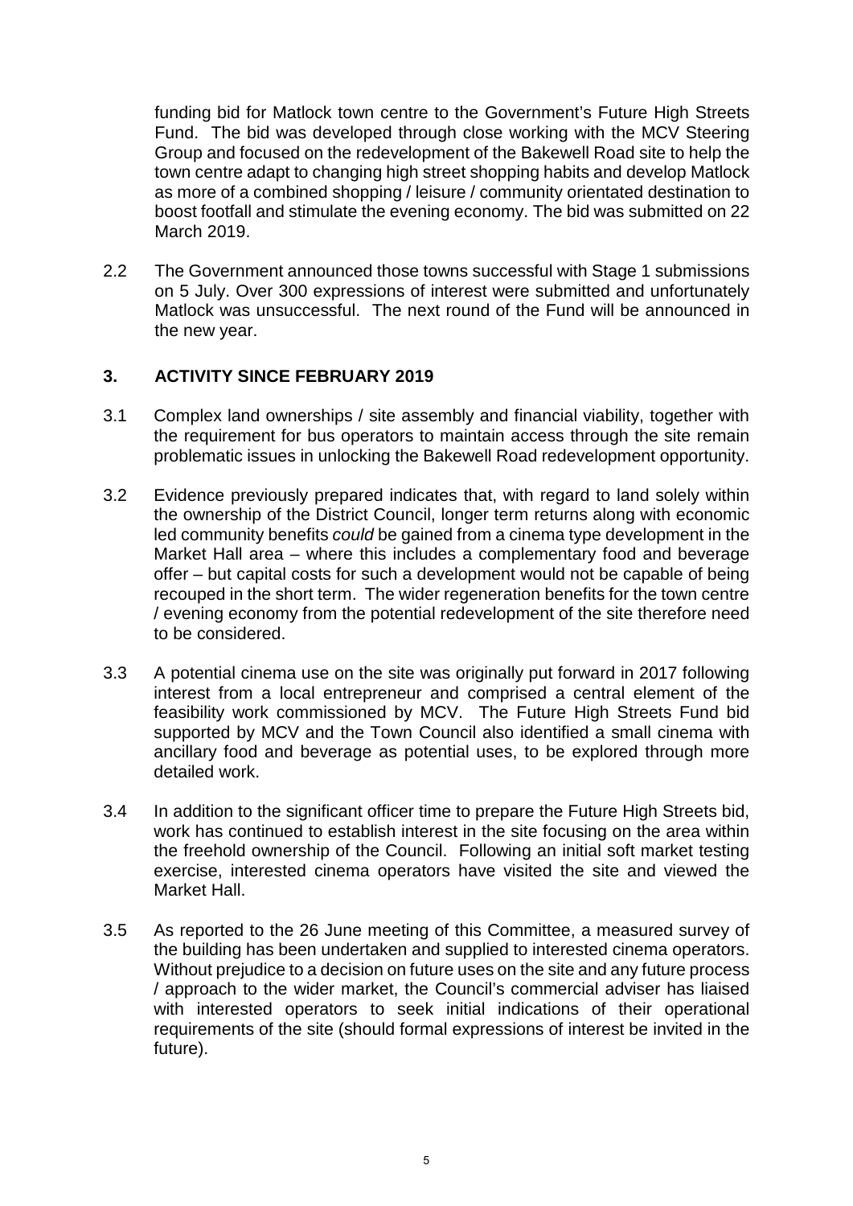funding bid for Matlock town centre to the Government's Future High Streets Fund. The bid was developed through close working with the MCV Steering Group and focused on the redevelopment of the Bakewell Road site to help the town centre adapt to changing high street shopping habits and develop Matlock as more of a combined shopping / leisure / community orientated destination to boost footfall and stimulate the evening economy. The bid was submitted on 22 March 2019.

2.2 The Government announced those towns successful with Stage 1 submissions on 5 July. Over 300 expressions of interest were submitted and unfortunately Matlock was unsuccessful. The next round of the Fund will be announced in the new year.

## 3. ACTIVITY SINCE FEBRUARY 2019

3.1 Complex land ownerships / site assembly and financial viability, together with the requirement for bus operators to maintain access through the site remain problematic issues in unlocking the Bakewell Road redevelopment opportunity.

3.2 Evidence previously prepared indicates that, with regard to land solely within the ownership of the District Council, longer term returns along with economic led community benefits *could* be gained from a cinema type development in the Market Hall area – where this includes a complementary food and beverage offer – but capital costs for such a development would not be capable of being recouped in the short term. The wider regeneration benefits for the town centre / evening economy from the potential redevelopment of the site therefore need to be considered.

3.3 A potential cinema use on the site was originally put forward in 2017 following interest from a local entrepreneur and comprised a central element of the feasibility work commissioned by MCV. The Future High Streets Fund bid supported by MCV and the Town Council also identified a small cinema with ancillary food and beverage as potential uses, to be explored through more detailed work.

3.4 In addition to the significant officer time to prepare the Future High Streets bid, work has continued to establish interest in the site focusing on the area within the freehold ownership of the Council. Following an initial soft market testing exercise, interested cinema operators have visited the site and viewed the Market Hall.

3.5 As reported to the 26 June meeting of this Committee, a measured survey of the building has been undertaken and supplied to interested cinema operators. Without prejudice to a decision on future uses on the site and any future process / approach to the wider market, the Council's commercial adviser has liaised with interested operators to seek initial indications of their operational requirements of the site (should formal expressions of interest be invited in the future).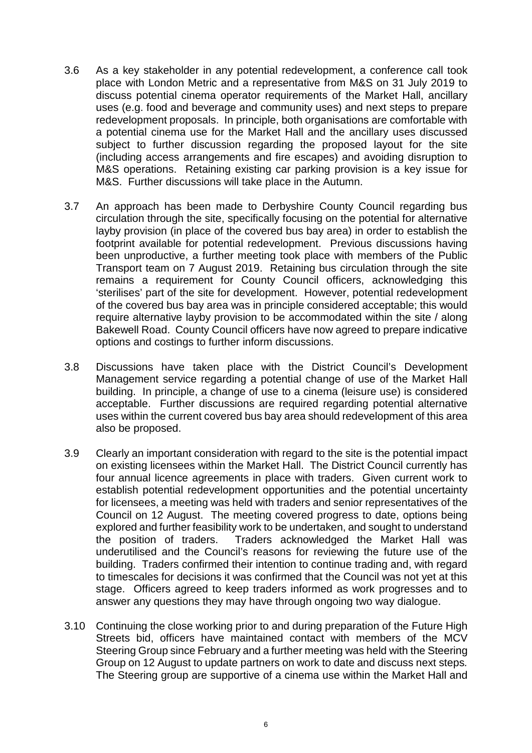3.6 As a key stakeholder in any potential redevelopment, a conference call took place with London Metric and a representative from M&S on 31 July 2019 to discuss potential cinema operator requirements of the Market Hall, ancillary uses (e.g. food and beverage and community uses) and next steps to prepare redevelopment proposals. In principle, both organisations are comfortable with a potential cinema use for the Market Hall and the ancillary uses discussed subject to further discussion regarding the proposed layout for the site (including access arrangements and fire escapes) and avoiding disruption to M&S operations. Retaining existing car parking provision is a key issue for M&S. Further discussions will take place in the Autumn.

3.7 An approach has been made to Derbyshire County Council regarding bus circulation through the site, specifically focusing on the potential for alternative layby provision (in place of the covered bus bay area) in order to establish the footprint available for potential redevelopment. Previous discussions having been unproductive, a further meeting took place with members of the Public Transport team on 7 August 2019. Retaining bus circulation through the site remains a requirement for County Council officers, acknowledging this 'sterilises' part of the site for development. However, potential redevelopment of the covered bus bay area was in principle considered acceptable; this would require alternative layby provision to be accommodated within the site / along Bakewell Road. County Council officers have now agreed to prepare indicative options and costings to further inform discussions.

3.8 Discussions have taken place with the District Council's Development Management service regarding a potential change of use of the Market Hall building. In principle, a change of use to a cinema (leisure use) is considered acceptable. Further discussions are required regarding potential alternative uses within the current covered bus bay area should redevelopment of this area also be proposed.

3.9 Clearly an important consideration with regard to the site is the potential impact on existing licensees within the Market Hall. The District Council currently has four annual licence agreements in place with traders. Given current work to establish potential redevelopment opportunities and the potential uncertainty for licensees, a meeting was held with traders and senior representatives of the Council on 12 August. The meeting covered progress to date, options being explored and further feasibility work to be undertaken, and sought to understand the position of traders. Traders acknowledged the Market Hall was underutilised and the Council's reasons for reviewing the future use of the building. Traders confirmed their intention to continue trading and, with regard to timescales for decisions it was confirmed that the Council was not yet at this stage. Officers agreed to keep traders informed as work progresses and to answer any questions they may have through ongoing two way dialogue.

3.10 Continuing the close working prior to and during preparation of the Future High Streets bid, officers have maintained contact with members of the MCV Steering Group since February and a further meeting was held with the Steering Group on 12 August to update partners on work to date and discuss next steps. The Steering group are supportive of a cinema use within the Market Hall and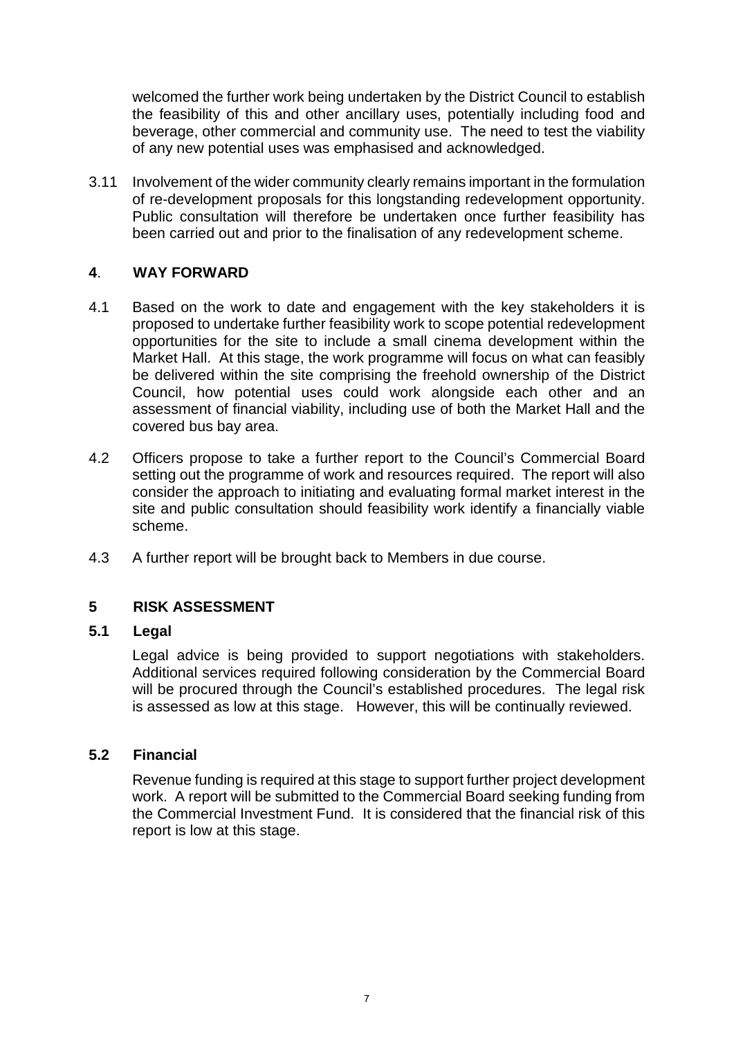welcomed the further work being undertaken by the District Council to establish the feasibility of this and other ancillary uses, potentially including food and beverage, other commercial and community use. The need to test the viability of any new potential uses was emphasised and acknowledged.

3.11 Involvement of the wider community clearly remains important in the formulation of re-development proposals for this longstanding redevelopment opportunity. Public consultation will therefore be undertaken once further feasibility has been carried out and prior to the finalisation of any redevelopment scheme.

## 4. WAY FORWARD

4.1 Based on the work to date and engagement with the key stakeholders it is proposed to undertake further feasibility work to scope potential redevelopment opportunities for the site to include a small cinema development within the Market Hall. At this stage, the work programme will focus on what can feasibly be delivered within the site comprising the freehold ownership of the District Council, how potential uses could work alongside each other and an assessment of financial viability, including use of both the Market Hall and the covered bus bay area.

4.2 Officers propose to take a further report to the Council's Commercial Board setting out the programme of work and resources required. The report will also consider the approach to initiating and evaluating formal market interest in the site and public consultation should feasibility work identify a financially viable scheme.

4.3 A further report will be brought back to Members in due course.

## 5 RISK ASSESSMENT

### 5.1 Legal

Legal advice is being provided to support negotiations with stakeholders. Additional services required following consideration by the Commercial Board will be procured through the Council's established procedures. The legal risk is assessed as low at this stage. However, this will be continually reviewed.

### 5.2 Financial

Revenue funding is required at this stage to support further project development work. A report will be submitted to the Commercial Board seeking funding from the Commercial Investment Fund. It is considered that the financial risk of this report is low at this stage.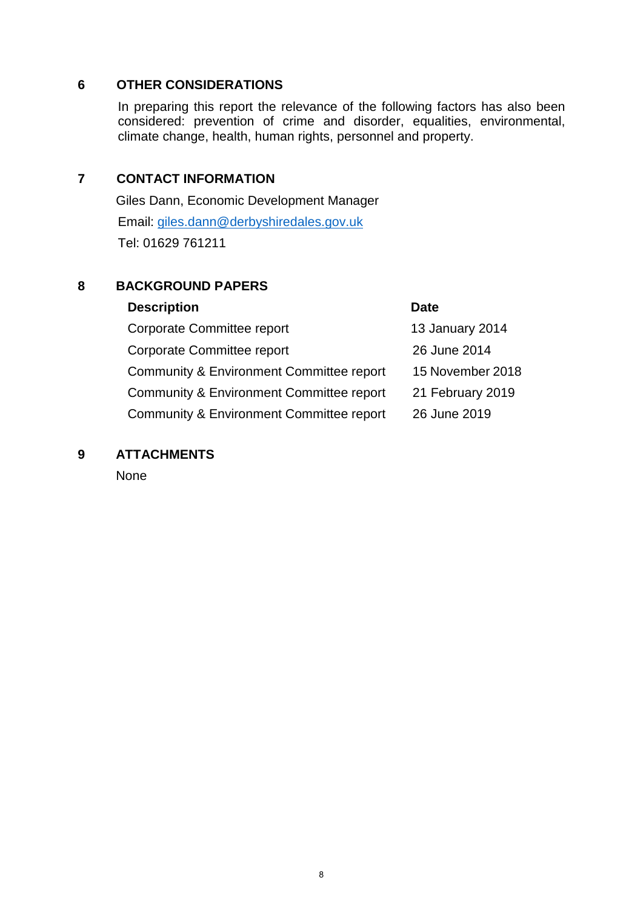## 6 OTHER CONSIDERATIONS

In preparing this report the relevance of the following factors has also been considered: prevention of crime and disorder, equalities, environmental, climate change, health, human rights, personnel and property.

## 7 CONTACT INFORMATION

Giles Dann, Economic Development Manager

Email: giles.dann@derbyshiredales.gov.uk

Tel: 01629 761211

## 8 BACKGROUND PAPERS

| Description | Date |
|---|---|
| Corporate Committee report | 13 January 2014 |
| Corporate Committee report | 26 June 2014 |
| Community & Environment Committee report | 15 November 2018 |
| Community & Environment Committee report | 21 February 2019 |
| Community & Environment Committee report | 26 June 2019 |

## 9 ATTACHMENTS

None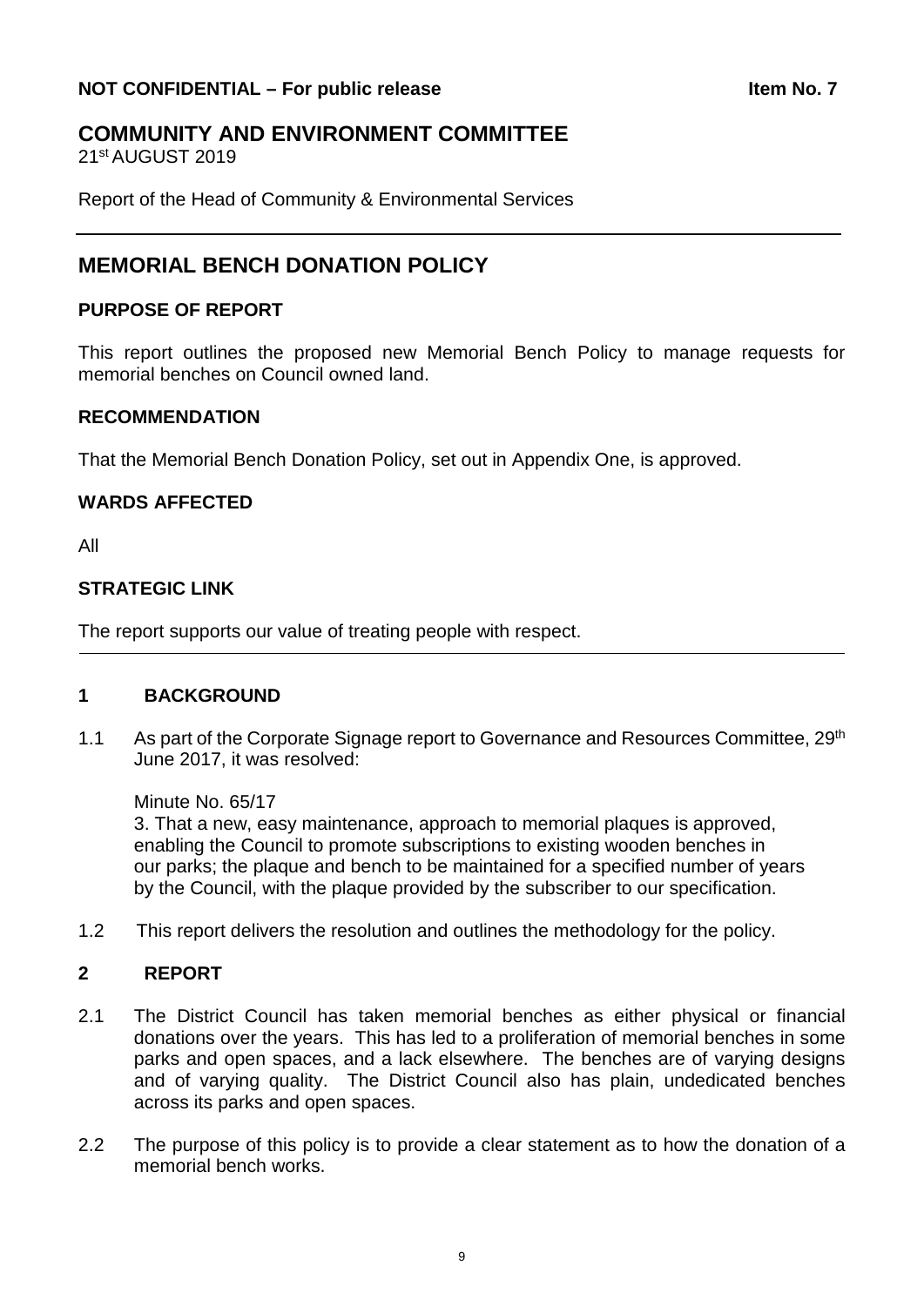**NOT CONFIDENTIAL – For public release** **Item No. 7**

# COMMUNITY AND ENVIRONMENT COMMITTEE

21st AUGUST 2019

Report of the Head of Community & Environmental Services

---

## MEMORIAL BENCH DONATION POLICY

### PURPOSE OF REPORT

This report outlines the proposed new Memorial Bench Policy to manage requests for memorial benches on Council owned land.

### RECOMMENDATION

That the Memorial Bench Donation Policy, set out in Appendix One, is approved.

### WARDS AFFECTED

All

### STRATEGIC LINK

The report supports our value of treating people with respect.

---

### 1 BACKGROUND

1.1 As part of the Corporate Signage report to Governance and Resources Committee, 29th June 2017, it was resolved:

Minute No. 65/17
3. That a new, easy maintenance, approach to memorial plaques is approved, enabling the Council to promote subscriptions to existing wooden benches in our parks; the plaque and bench to be maintained for a specified number of years by the Council, with the plaque provided by the subscriber to our specification.

1.2 This report delivers the resolution and outlines the methodology for the policy.

### 2 REPORT

2.1 The District Council has taken memorial benches as either physical or financial donations over the years. This has led to a proliferation of memorial benches in some parks and open spaces, and a lack elsewhere. The benches are of varying designs and of varying quality. The District Council also has plain, undedicated benches across its parks and open spaces.

2.2 The purpose of this policy is to provide a clear statement as to how the donation of a memorial bench works.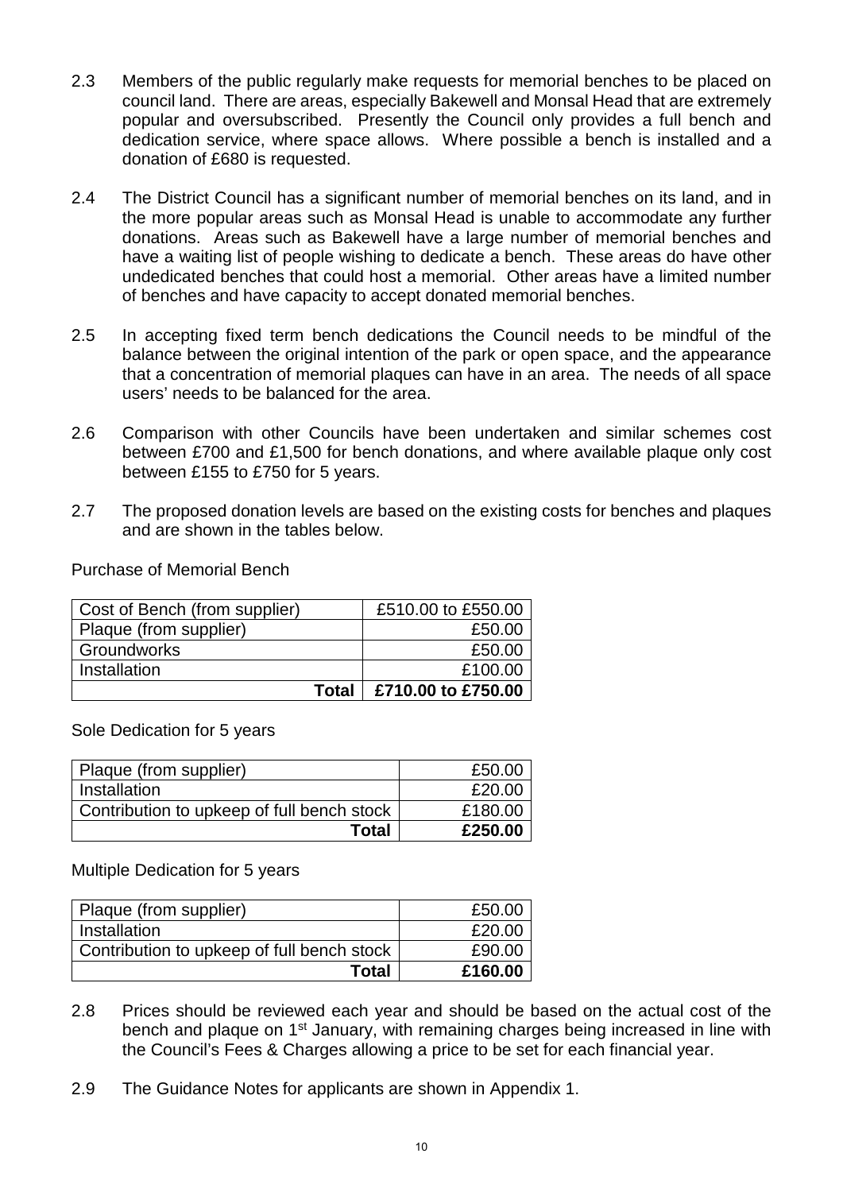2.3 Members of the public regularly make requests for memorial benches to be placed on council land. There are areas, especially Bakewell and Monsal Head that are extremely popular and oversubscribed. Presently the Council only provides a full bench and dedication service, where space allows. Where possible a bench is installed and a donation of £680 is requested.

2.4 The District Council has a significant number of memorial benches on its land, and in the more popular areas such as Monsal Head is unable to accommodate any further donations. Areas such as Bakewell have a large number of memorial benches and have a waiting list of people wishing to dedicate a bench. These areas do have other undedicated benches that could host a memorial. Other areas have a limited number of benches and have capacity to accept donated memorial benches.

2.5 In accepting fixed term bench dedications the Council needs to be mindful of the balance between the original intention of the park or open space, and the appearance that a concentration of memorial plaques can have in an area. The needs of all space users' needs to be balanced for the area.

2.6 Comparison with other Councils have been undertaken and similar schemes cost between £700 and £1,500 for bench donations, and where available plaque only cost between £155 to £750 for 5 years.

2.7 The proposed donation levels are based on the existing costs for benches and plaques and are shown in the tables below.

Purchase of Memorial Bench

| Item | Cost |
|---|---|
| Cost of Bench (from supplier) | £510.00 to £550.00 |
| Plaque (from supplier) | £50.00 |
| Groundworks | £50.00 |
| Installation | £100.00 |
| **Total** | **£710.00 to £750.00** |

Sole Dedication for 5 years

| Item | Cost |
|---|---|
| Plaque (from supplier) | £50.00 |
| Installation | £20.00 |
| Contribution to upkeep of full bench stock | £180.00 |
| **Total** | **£250.00** |

Multiple Dedication for 5 years

| Item | Cost |
|---|---|
| Plaque (from supplier) | £50.00 |
| Installation | £20.00 |
| Contribution to upkeep of full bench stock | £90.00 |
| **Total** | **£160.00** |

2.8 Prices should be reviewed each year and should be based on the actual cost of the bench and plaque on 1st January, with remaining charges being increased in line with the Council's Fees & Charges allowing a price to be set for each financial year.

2.9 The Guidance Notes for applicants are shown in Appendix 1.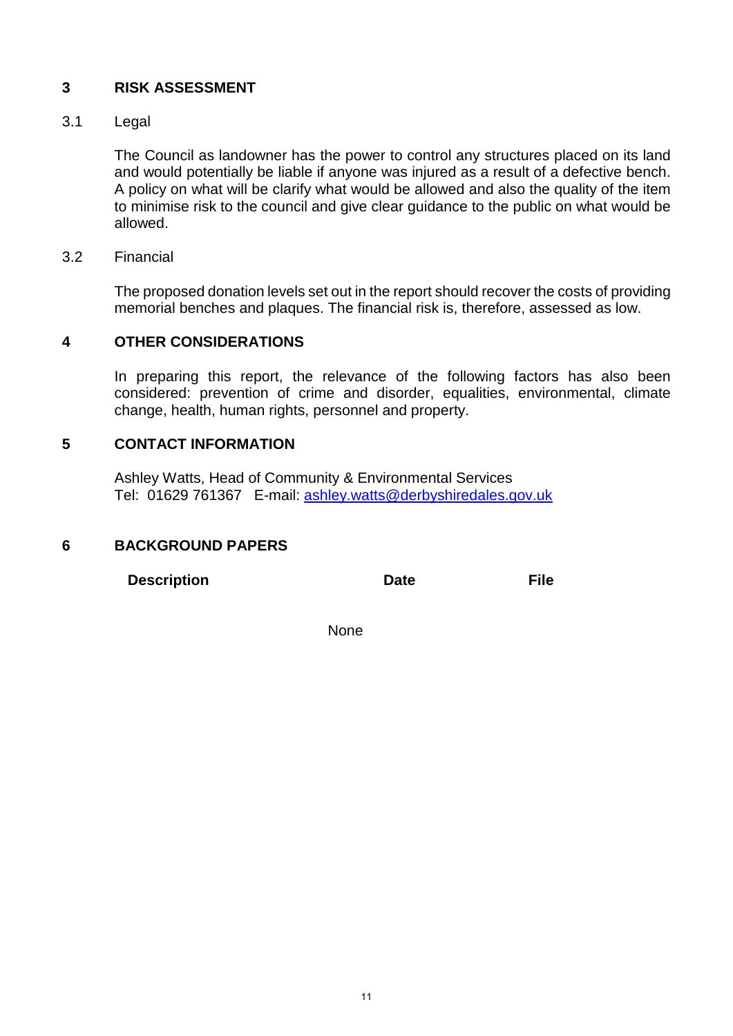## 3 RISK ASSESSMENT

### 3.1 Legal

The Council as landowner has the power to control any structures placed on its land and would potentially be liable if anyone was injured as a result of a defective bench. A policy on what will be clarify what would be allowed and also the quality of the item to minimise risk to the council and give clear guidance to the public on what would be allowed.

### 3.2 Financial

The proposed donation levels set out in the report should recover the costs of providing memorial benches and plaques. The financial risk is, therefore, assessed as low.

## 4 OTHER CONSIDERATIONS

In preparing this report, the relevance of the following factors has also been considered: prevention of crime and disorder, equalities, environmental, climate change, health, human rights, personnel and property.

## 5 CONTACT INFORMATION

Ashley Watts, Head of Community & Environmental Services
Tel: 01629 761367 E-mail: ashley.watts@derbyshiredales.gov.uk

## 6 BACKGROUND PAPERS

| Description | Date | File |
| --- | --- | --- |
| | None | |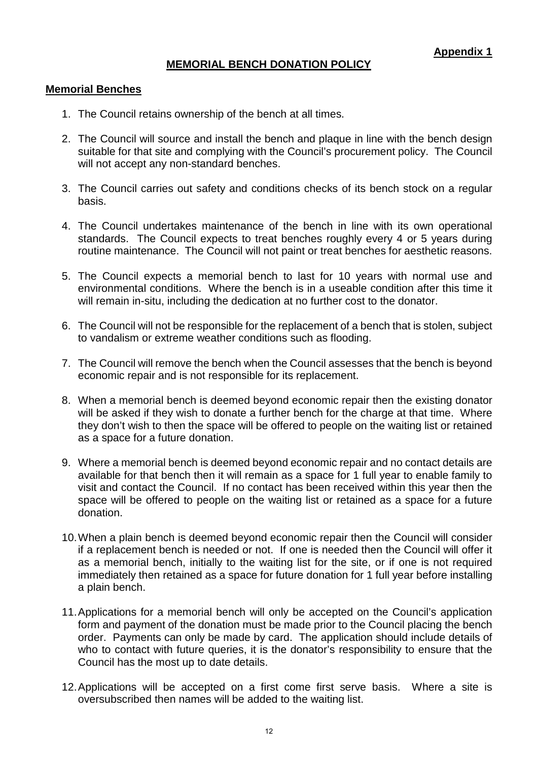**Appendix 1**

## MEMORIAL BENCH DONATION POLICY

### Memorial Benches

1. The Council retains ownership of the bench at all times.

2. The Council will source and install the bench and plaque in line with the bench design suitable for that site and complying with the Council's procurement policy. The Council will not accept any non-standard benches.

3. The Council carries out safety and conditions checks of its bench stock on a regular basis.

4. The Council undertakes maintenance of the bench in line with its own operational standards. The Council expects to treat benches roughly every 4 or 5 years during routine maintenance. The Council will not paint or treat benches for aesthetic reasons.

5. The Council expects a memorial bench to last for 10 years with normal use and environmental conditions. Where the bench is in a useable condition after this time it will remain in-situ, including the dedication at no further cost to the donator.

6. The Council will not be responsible for the replacement of a bench that is stolen, subject to vandalism or extreme weather conditions such as flooding.

7. The Council will remove the bench when the Council assesses that the bench is beyond economic repair and is not responsible for its replacement.

8. When a memorial bench is deemed beyond economic repair then the existing donator will be asked if they wish to donate a further bench for the charge at that time. Where they don't wish to then the space will be offered to people on the waiting list or retained as a space for a future donation.

9. Where a memorial bench is deemed beyond economic repair and no contact details are available for that bench then it will remain as a space for 1 full year to enable family to visit and contact the Council. If no contact has been received within this year then the space will be offered to people on the waiting list or retained as a space for a future donation.

10. When a plain bench is deemed beyond economic repair then the Council will consider if a replacement bench is needed or not. If one is needed then the Council will offer it as a memorial bench, initially to the waiting list for the site, or if one is not required immediately then retained as a space for future donation for 1 full year before installing a plain bench.

11. Applications for a memorial bench will only be accepted on the Council's application form and payment of the donation must be made prior to the Council placing the bench order. Payments can only be made by card. The application should include details of who to contact with future queries, it is the donator's responsibility to ensure that the Council has the most up to date details.

12. Applications will be accepted on a first come first serve basis. Where a site is oversubscribed then names will be added to the waiting list.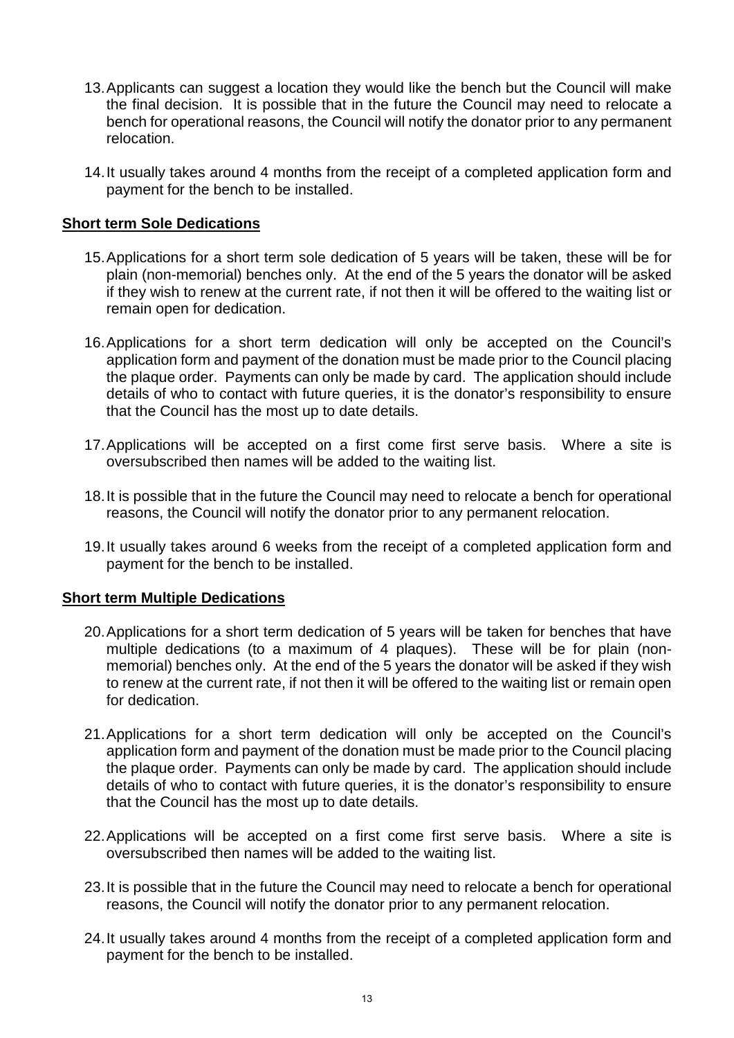13. Applicants can suggest a location they would like the bench but the Council will make the final decision. It is possible that in the future the Council may need to relocate a bench for operational reasons, the Council will notify the donator prior to any permanent relocation.

14. It usually takes around 4 months from the receipt of a completed application form and payment for the bench to be installed.

**Short term Sole Dedications**

15. Applications for a short term sole dedication of 5 years will be taken, these will be for plain (non-memorial) benches only. At the end of the 5 years the donator will be asked if they wish to renew at the current rate, if not then it will be offered to the waiting list or remain open for dedication.

16. Applications for a short term dedication will only be accepted on the Council's application form and payment of the donation must be made prior to the Council placing the plaque order. Payments can only be made by card. The application should include details of who to contact with future queries, it is the donator's responsibility to ensure that the Council has the most up to date details.

17. Applications will be accepted on a first come first serve basis. Where a site is oversubscribed then names will be added to the waiting list.

18. It is possible that in the future the Council may need to relocate a bench for operational reasons, the Council will notify the donator prior to any permanent relocation.

19. It usually takes around 6 weeks from the receipt of a completed application form and payment for the bench to be installed.

**Short term Multiple Dedications**

20. Applications for a short term dedication of 5 years will be taken for benches that have multiple dedications (to a maximum of 4 plaques). These will be for plain (non-memorial) benches only. At the end of the 5 years the donator will be asked if they wish to renew at the current rate, if not then it will be offered to the waiting list or remain open for dedication.

21. Applications for a short term dedication will only be accepted on the Council's application form and payment of the donation must be made prior to the Council placing the plaque order. Payments can only be made by card. The application should include details of who to contact with future queries, it is the donator's responsibility to ensure that the Council has the most up to date details.

22. Applications will be accepted on a first come first serve basis. Where a site is oversubscribed then names will be added to the waiting list.

23. It is possible that in the future the Council may need to relocate a bench for operational reasons, the Council will notify the donator prior to any permanent relocation.

24. It usually takes around 4 months from the receipt of a completed application form and payment for the bench to be installed.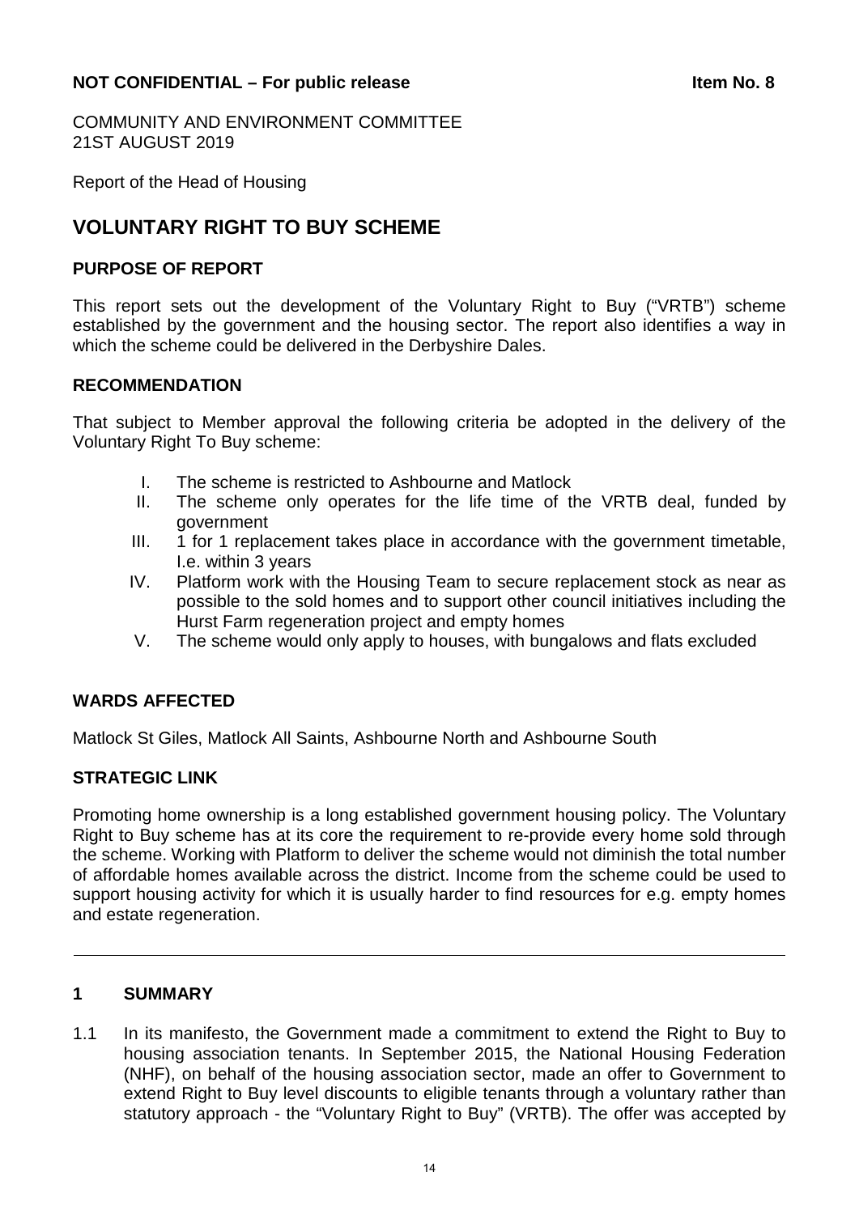**NOT CONFIDENTIAL – For public release** **Item No. 8**

COMMUNITY AND ENVIRONMENT COMMITTEE
21ST AUGUST 2019

Report of the Head of Housing

# VOLUNTARY RIGHT TO BUY SCHEME

## PURPOSE OF REPORT

This report sets out the development of the Voluntary Right to Buy ("VRTB") scheme established by the government and the housing sector. The report also identifies a way in which the scheme could be delivered in the Derbyshire Dales.

## RECOMMENDATION

That subject to Member approval the following criteria be adopted in the delivery of the Voluntary Right To Buy scheme:

I. The scheme is restricted to Ashbourne and Matlock
II. The scheme only operates for the life time of the VRTB deal, funded by government
III. 1 for 1 replacement takes place in accordance with the government timetable, I.e. within 3 years
IV. Platform work with the Housing Team to secure replacement stock as near as possible to the sold homes and to support other council initiatives including the Hurst Farm regeneration project and empty homes
V. The scheme would only apply to houses, with bungalows and flats excluded

## WARDS AFFECTED

Matlock St Giles, Matlock All Saints, Ashbourne North and Ashbourne South

## STRATEGIC LINK

Promoting home ownership is a long established government housing policy. The Voluntary Right to Buy scheme has at its core the requirement to re-provide every home sold through the scheme. Working with Platform to deliver the scheme would not diminish the total number of affordable homes available across the district. Income from the scheme could be used to support housing activity for which it is usually harder to find resources for e.g. empty homes and estate regeneration.

---

## 1 SUMMARY

1.1 In its manifesto, the Government made a commitment to extend the Right to Buy to housing association tenants. In September 2015, the National Housing Federation (NHF), on behalf of the housing association sector, made an offer to Government to extend Right to Buy level discounts to eligible tenants through a voluntary rather than statutory approach - the "Voluntary Right to Buy" (VRTB). The offer was accepted by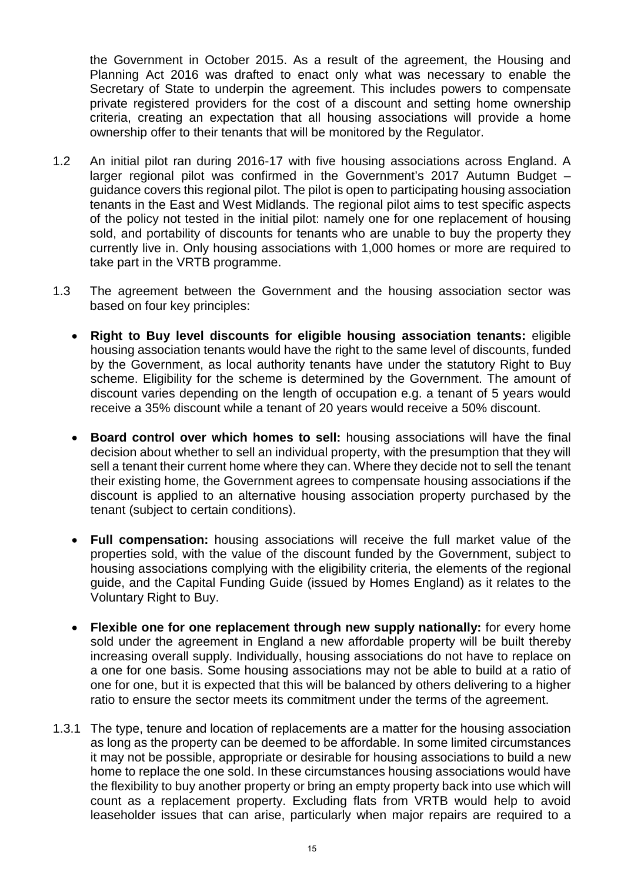the Government in October 2015. As a result of the agreement, the Housing and Planning Act 2016 was drafted to enact only what was necessary to enable the Secretary of State to underpin the agreement. This includes powers to compensate private registered providers for the cost of a discount and setting home ownership criteria, creating an expectation that all housing associations will provide a home ownership offer to their tenants that will be monitored by the Regulator.

1.2 An initial pilot ran during 2016-17 with five housing associations across England. A larger regional pilot was confirmed in the Government's 2017 Autumn Budget – guidance covers this regional pilot. The pilot is open to participating housing association tenants in the East and West Midlands. The regional pilot aims to test specific aspects of the policy not tested in the initial pilot: namely one for one replacement of housing sold, and portability of discounts for tenants who are unable to buy the property they currently live in. Only housing associations with 1,000 homes or more are required to take part in the VRTB programme.

1.3 The agreement between the Government and the housing association sector was based on four key principles:

- **Right to Buy level discounts for eligible housing association tenants:** eligible housing association tenants would have the right to the same level of discounts, funded by the Government, as local authority tenants have under the statutory Right to Buy scheme. Eligibility for the scheme is determined by the Government. The amount of discount varies depending on the length of occupation e.g. a tenant of 5 years would receive a 35% discount while a tenant of 20 years would receive a 50% discount.

- **Board control over which homes to sell:** housing associations will have the final decision about whether to sell an individual property, with the presumption that they will sell a tenant their current home where they can. Where they decide not to sell the tenant their existing home, the Government agrees to compensate housing associations if the discount is applied to an alternative housing association property purchased by the tenant (subject to certain conditions).

- **Full compensation:** housing associations will receive the full market value of the properties sold, with the value of the discount funded by the Government, subject to housing associations complying with the eligibility criteria, the elements of the regional guide, and the Capital Funding Guide (issued by Homes England) as it relates to the Voluntary Right to Buy.

- **Flexible one for one replacement through new supply nationally:** for every home sold under the agreement in England a new affordable property will be built thereby increasing overall supply. Individually, housing associations do not have to replace on a one for one basis. Some housing associations may not be able to build at a ratio of one for one, but it is expected that this will be balanced by others delivering to a higher ratio to ensure the sector meets its commitment under the terms of the agreement.

1.3.1 The type, tenure and location of replacements are a matter for the housing association as long as the property can be deemed to be affordable. In some limited circumstances it may not be possible, appropriate or desirable for housing associations to build a new home to replace the one sold. In these circumstances housing associations would have the flexibility to buy another property or bring an empty property back into use which will count as a replacement property. Excluding flats from VRTB would help to avoid leaseholder issues that can arise, particularly when major repairs are required to a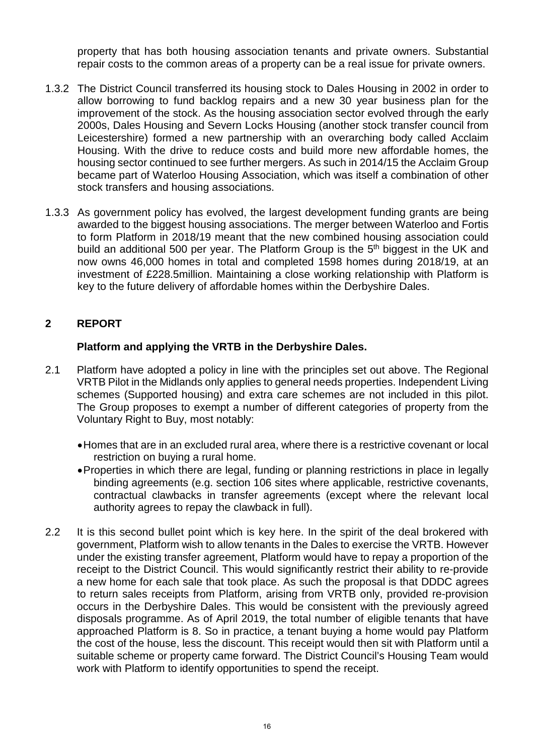property that has both housing association tenants and private owners. Substantial repair costs to the common areas of a property can be a real issue for private owners.

1.3.2 The District Council transferred its housing stock to Dales Housing in 2002 in order to allow borrowing to fund backlog repairs and a new 30 year business plan for the improvement of the stock. As the housing association sector evolved through the early 2000s, Dales Housing and Severn Locks Housing (another stock transfer council from Leicestershire) formed a new partnership with an overarching body called Acclaim Housing. With the drive to reduce costs and build more new affordable homes, the housing sector continued to see further mergers. As such in 2014/15 the Acclaim Group became part of Waterloo Housing Association, which was itself a combination of other stock transfers and housing associations.

1.3.3 As government policy has evolved, the largest development funding grants are being awarded to the biggest housing associations. The merger between Waterloo and Fortis to form Platform in 2018/19 meant that the new combined housing association could build an additional 500 per year. The Platform Group is the 5th biggest in the UK and now owns 46,000 homes in total and completed 1598 homes during 2018/19, at an investment of £228.5million. Maintaining a close working relationship with Platform is key to the future delivery of affordable homes within the Derbyshire Dales.

## 2 REPORT

### Platform and applying the VRTB in the Derbyshire Dales.

2.1 Platform have adopted a policy in line with the principles set out above. The Regional VRTB Pilot in the Midlands only applies to general needs properties. Independent Living schemes (Supported housing) and extra care schemes are not included in this pilot. The Group proposes to exempt a number of different categories of property from the Voluntary Right to Buy, most notably:

- Homes that are in an excluded rural area, where there is a restrictive covenant or local restriction on buying a rural home.
- Properties in which there are legal, funding or planning restrictions in place in legally binding agreements (e.g. section 106 sites where applicable, restrictive covenants, contractual clawbacks in transfer agreements (except where the relevant local authority agrees to repay the clawback in full).

2.2 It is this second bullet point which is key here. In the spirit of the deal brokered with government, Platform wish to allow tenants in the Dales to exercise the VRTB. However under the existing transfer agreement, Platform would have to repay a proportion of the receipt to the District Council. This would significantly restrict their ability to re-provide a new home for each sale that took place. As such the proposal is that DDDC agrees to return sales receipts from Platform, arising from VRTB only, provided re-provision occurs in the Derbyshire Dales. This would be consistent with the previously agreed disposals programme. As of April 2019, the total number of eligible tenants that have approached Platform is 8. So in practice, a tenant buying a home would pay Platform the cost of the house, less the discount. This receipt would then sit with Platform until a suitable scheme or property came forward. The District Council's Housing Team would work with Platform to identify opportunities to spend the receipt.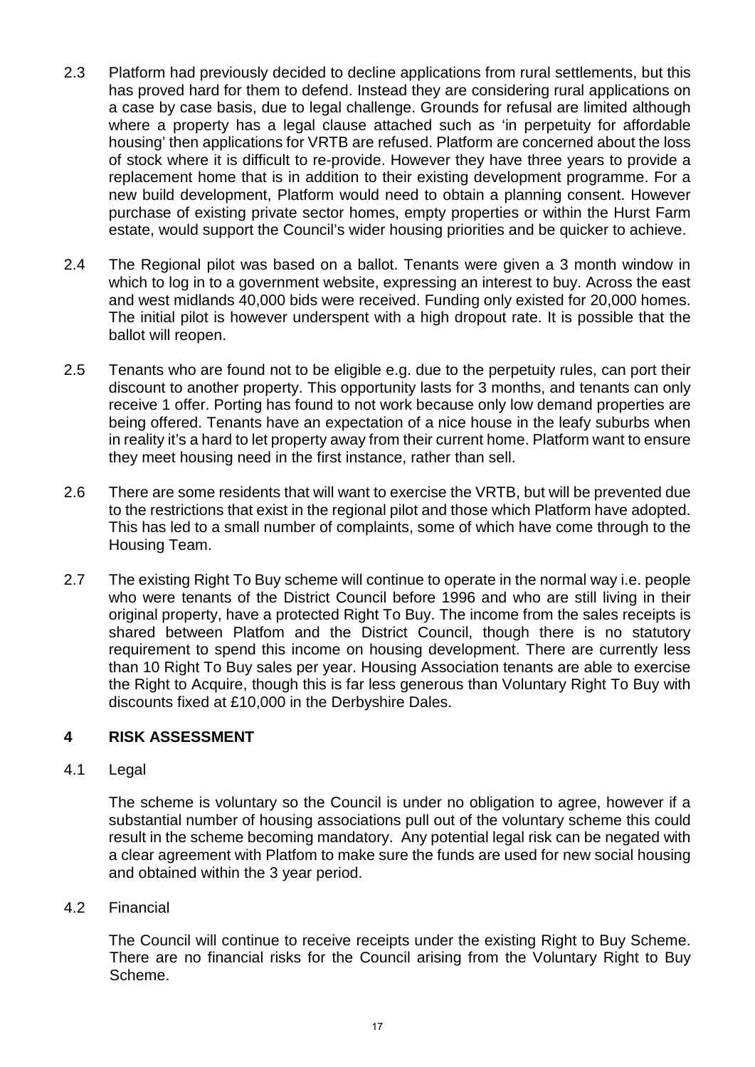2.3 Platform had previously decided to decline applications from rural settlements, but this has proved hard for them to defend. Instead they are considering rural applications on a case by case basis, due to legal challenge. Grounds for refusal are limited although where a property has a legal clause attached such as 'in perpetuity for affordable housing' then applications for VRTB are refused. Platform are concerned about the loss of stock where it is difficult to re-provide. However they have three years to provide a replacement home that is in addition to their existing development programme. For a new build development, Platform would need to obtain a planning consent. However purchase of existing private sector homes, empty properties or within the Hurst Farm estate, would support the Council's wider housing priorities and be quicker to achieve.

2.4 The Regional pilot was based on a ballot. Tenants were given a 3 month window in which to log in to a government website, expressing an interest to buy. Across the east and west midlands 40,000 bids were received. Funding only existed for 20,000 homes. The initial pilot is however underspent with a high dropout rate. It is possible that the ballot will reopen.

2.5 Tenants who are found not to be eligible e.g. due to the perpetuity rules, can port their discount to another property. This opportunity lasts for 3 months, and tenants can only receive 1 offer. Porting has found to not work because only low demand properties are being offered. Tenants have an expectation of a nice house in the leafy suburbs when in reality it's a hard to let property away from their current home. Platform want to ensure they meet housing need in the first instance, rather than sell.

2.6 There are some residents that will want to exercise the VRTB, but will be prevented due to the restrictions that exist in the regional pilot and those which Platform have adopted. This has led to a small number of complaints, some of which have come through to the Housing Team.

2.7 The existing Right To Buy scheme will continue to operate in the normal way i.e. people who were tenants of the District Council before 1996 and who are still living in their original property, have a protected Right To Buy. The income from the sales receipts is shared between Platfom and the District Council, though there is no statutory requirement to spend this income on housing development. There are currently less than 10 Right To Buy sales per year. Housing Association tenants are able to exercise the Right to Acquire, though this is far less generous than Voluntary Right To Buy with discounts fixed at £10,000 in the Derbyshire Dales.

## 4 RISK ASSESSMENT

4.1 Legal

The scheme is voluntary so the Council is under no obligation to agree, however if a substantial number of housing associations pull out of the voluntary scheme this could result in the scheme becoming mandatory. Any potential legal risk can be negated with a clear agreement with Platfom to make sure the funds are used for new social housing and obtained within the 3 year period.

4.2 Financial

The Council will continue to receive receipts under the existing Right to Buy Scheme. There are no financial risks for the Council arising from the Voluntary Right to Buy Scheme.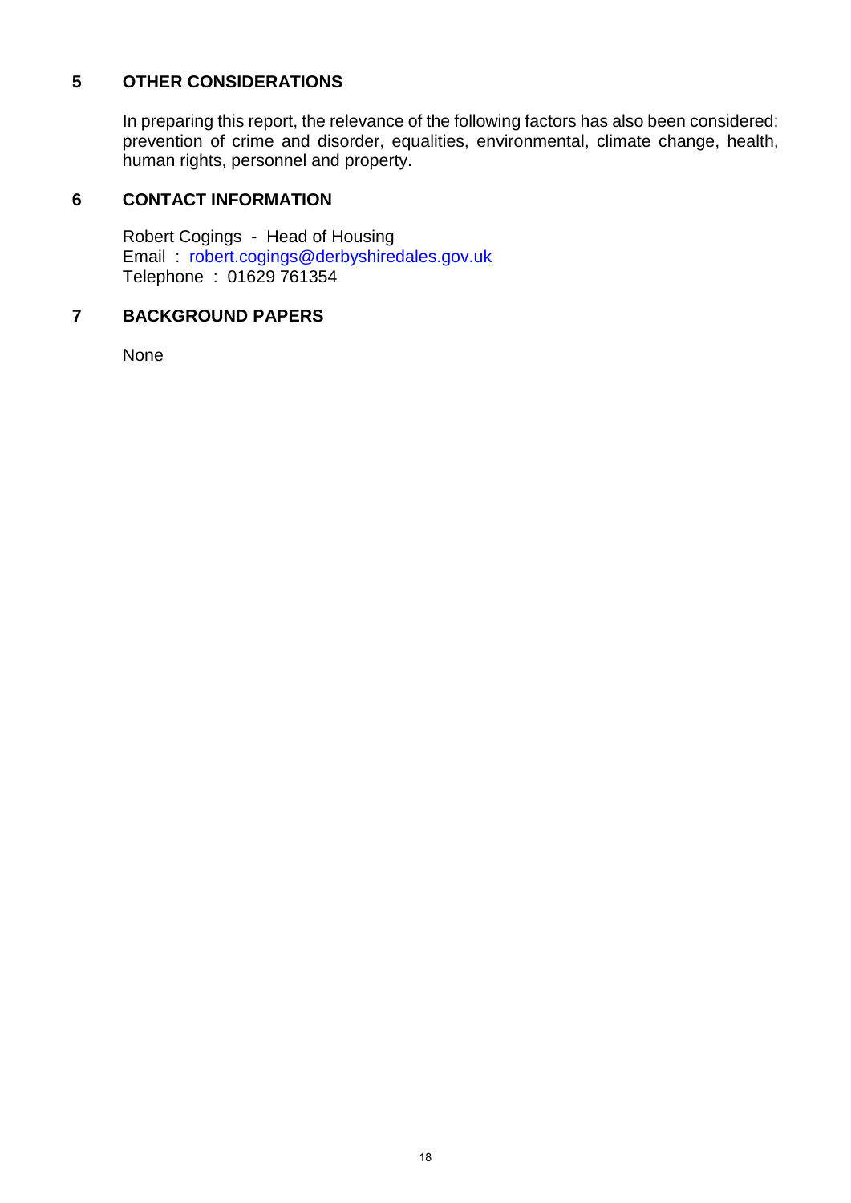## 5 OTHER CONSIDERATIONS

In preparing this report, the relevance of the following factors has also been considered: prevention of crime and disorder, equalities, environmental, climate change, health, human rights, personnel and property.

## 6 CONTACT INFORMATION

Robert Cogings - Head of Housing
Email : robert.cogings@derbyshiredales.gov.uk
Telephone : 01629 761354

## 7 BACKGROUND PAPERS

None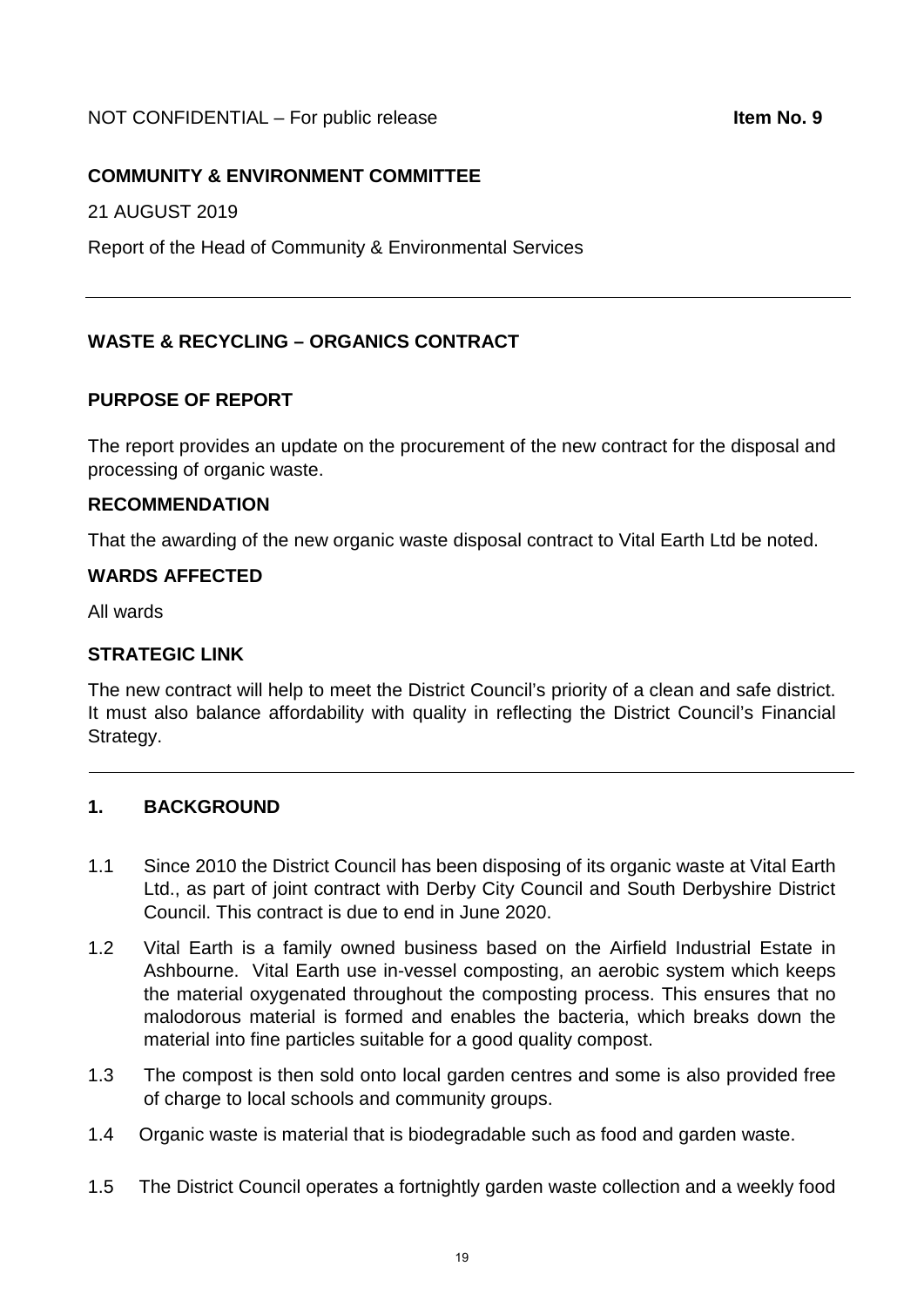NOT CONFIDENTIAL – For public release **Item No. 9**

**COMMUNITY & ENVIRONMENT COMMITTEE**

21 AUGUST 2019

Report of the Head of Community & Environmental Services

---

**WASTE & RECYCLING – ORGANICS CONTRACT**

**PURPOSE OF REPORT**

The report provides an update on the procurement of the new contract for the disposal and processing of organic waste.

**RECOMMENDATION**

That the awarding of the new organic waste disposal contract to Vital Earth Ltd be noted.

**WARDS AFFECTED**

All wards

**STRATEGIC LINK**

The new contract will help to meet the District Council's priority of a clean and safe district. It must also balance affordability with quality in reflecting the District Council's Financial Strategy.

---

## 1. BACKGROUND

1.1 Since 2010 the District Council has been disposing of its organic waste at Vital Earth Ltd., as part of joint contract with Derby City Council and South Derbyshire District Council. This contract is due to end in June 2020.

1.2 Vital Earth is a family owned business based on the Airfield Industrial Estate in Ashbourne. Vital Earth use in-vessel composting, an aerobic system which keeps the material oxygenated throughout the composting process. This ensures that no malodorous material is formed and enables the bacteria, which breaks down the material into fine particles suitable for a good quality compost.

1.3 The compost is then sold onto local garden centres and some is also provided free of charge to local schools and community groups.

1.4 Organic waste is material that is biodegradable such as food and garden waste.

1.5 The District Council operates a fortnightly garden waste collection and a weekly food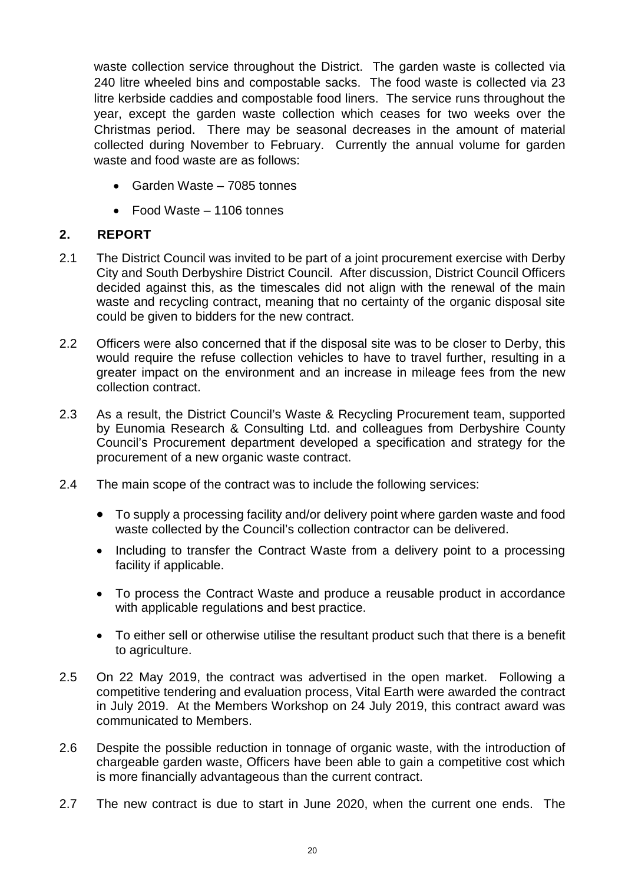waste collection service throughout the District. The garden waste is collected via 240 litre wheeled bins and compostable sacks. The food waste is collected via 23 litre kerbside caddies and compostable food liners. The service runs throughout the year, except the garden waste collection which ceases for two weeks over the Christmas period. There may be seasonal decreases in the amount of material collected during November to February. Currently the annual volume for garden waste and food waste are as follows:

- Garden Waste – 7085 tonnes
- Food Waste – 1106 tonnes

## 2. REPORT

2.1 The District Council was invited to be part of a joint procurement exercise with Derby City and South Derbyshire District Council. After discussion, District Council Officers decided against this, as the timescales did not align with the renewal of the main waste and recycling contract, meaning that no certainty of the organic disposal site could be given to bidders for the new contract.

2.2 Officers were also concerned that if the disposal site was to be closer to Derby, this would require the refuse collection vehicles to have to travel further, resulting in a greater impact on the environment and an increase in mileage fees from the new collection contract.

2.3 As a result, the District Council's Waste & Recycling Procurement team, supported by Eunomia Research & Consulting Ltd. and colleagues from Derbyshire County Council's Procurement department developed a specification and strategy for the procurement of a new organic waste contract.

2.4 The main scope of the contract was to include the following services:

- To supply a processing facility and/or delivery point where garden waste and food waste collected by the Council's collection contractor can be delivered.
- Including to transfer the Contract Waste from a delivery point to a processing facility if applicable.
- To process the Contract Waste and produce a reusable product in accordance with applicable regulations and best practice.
- To either sell or otherwise utilise the resultant product such that there is a benefit to agriculture.

2.5 On 22 May 2019, the contract was advertised in the open market. Following a competitive tendering and evaluation process, Vital Earth were awarded the contract in July 2019. At the Members Workshop on 24 July 2019, this contract award was communicated to Members.

2.6 Despite the possible reduction in tonnage of organic waste, with the introduction of chargeable garden waste, Officers have been able to gain a competitive cost which is more financially advantageous than the current contract.

2.7 The new contract is due to start in June 2020, when the current one ends. The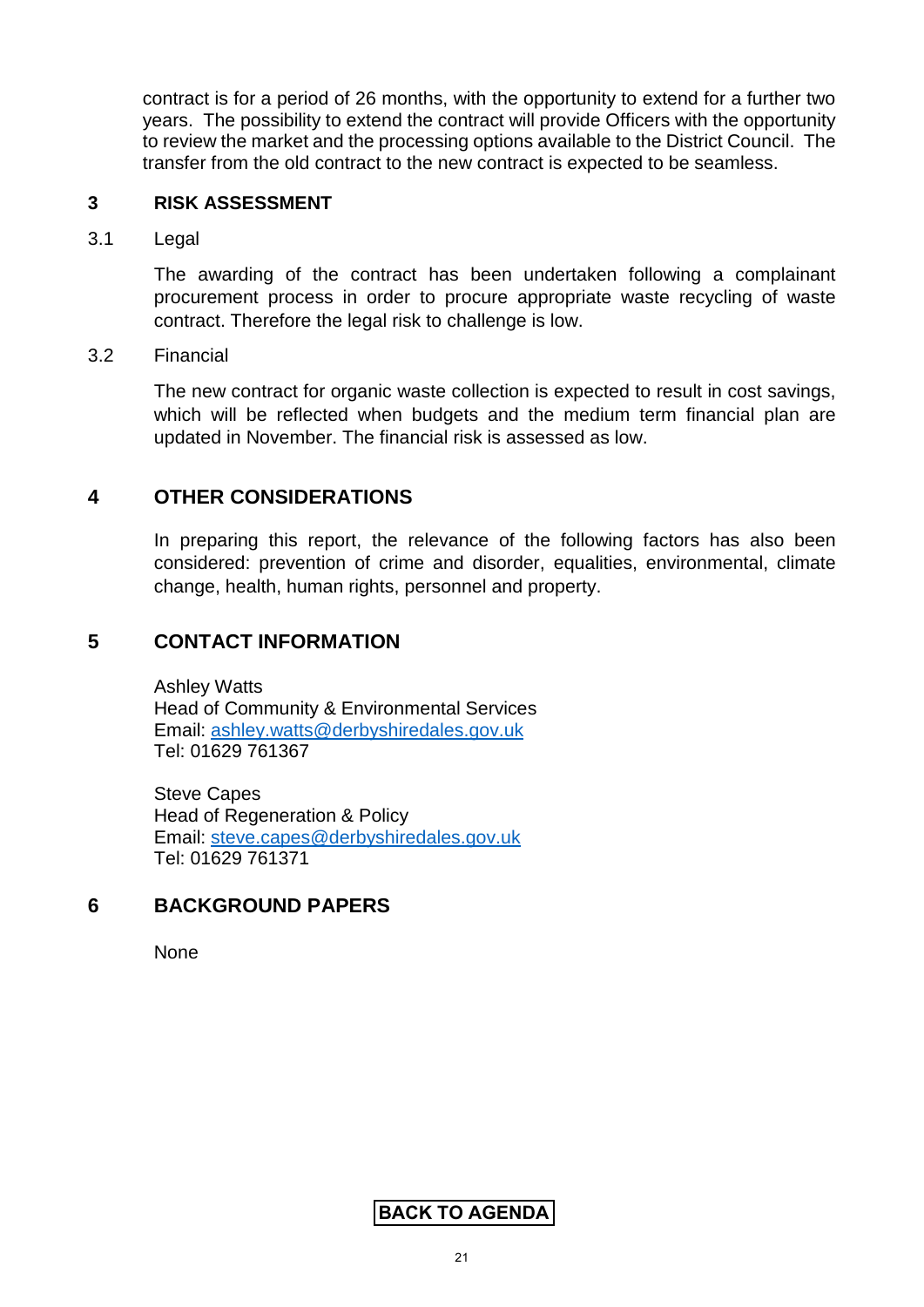contract is for a period of 26 months, with the opportunity to extend for a further two years. The possibility to extend the contract will provide Officers with the opportunity to review the market and the processing options available to the District Council. The transfer from the old contract to the new contract is expected to be seamless.

## 3 RISK ASSESSMENT

3.1 Legal

The awarding of the contract has been undertaken following a complainant procurement process in order to procure appropriate waste recycling of waste contract. Therefore the legal risk to challenge is low.

3.2 Financial

The new contract for organic waste collection is expected to result in cost savings, which will be reflected when budgets and the medium term financial plan are updated in November. The financial risk is assessed as low.

## 4 OTHER CONSIDERATIONS

In preparing this report, the relevance of the following factors has also been considered: prevention of crime and disorder, equalities, environmental, climate change, health, human rights, personnel and property.

## 5 CONTACT INFORMATION

Ashley Watts
Head of Community & Environmental Services
Email: ashley.watts@derbyshiredales.gov.uk
Tel: 01629 761367

Steve Capes
Head of Regeneration & Policy
Email: steve.capes@derbyshiredales.gov.uk
Tel: 01629 761371

## 6 BACKGROUND PAPERS

None

**BACK TO AGENDA**